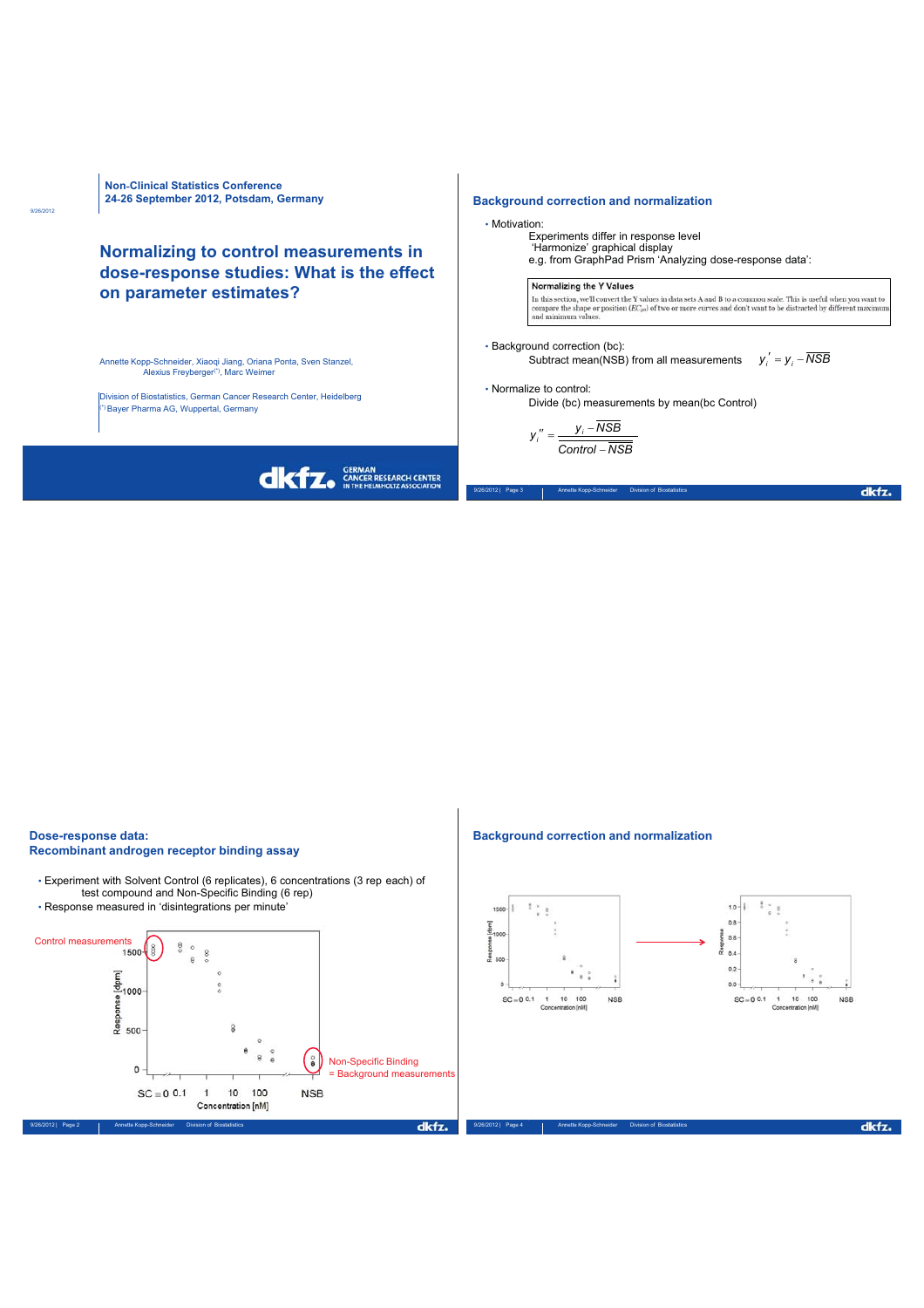**Non-Clinical Statistics Conference**
**24-26 September 2012, Potsdam, Germany**

# Normalizing to control measurements in dose-response studies: What is the effect on parameter estimates?

Annette Kopp-Schneider, Xiaoqi Jiang, Oriana Ponta, Sven Stanzel, Alexius Freyberger[(*)], Marc Weimer

Division of Biostatistics, German Cancer Research Center, Heidelberg
[(*)] Bayer Pharma AG, Wuppertal, Germany

GERMAN CANCER RESEARCH CENTER IN THE HELMHOLTZ ASSOCIATION

## Background correction and normalization

- Motivation:
  Experiments differ in response level
  'Harmonize' graphical display
  e.g. from GraphPad Prism 'Analyzing dose-response data':

> **Normalizing the Y Values**
> In this section, we'll convert the Y values in data sets A and B to a common scale. This is useful when you want to compare the shape or position ($EC_{50}$) of two or more curves and don't want to be distracted by different maximum and minimum values.

- Background correction (bc):
  Subtract mean(NSB) from all measurements $y_i' = y_i - \overline{NSB}$

- Normalize to control:
  Divide (bc) measurements by mean(bc Control)

$$y_i'' = \frac{y_i - \overline{NSB}}{\overline{Control - \overline{NSB}}}$$

## Dose-response data: Recombinant androgen receptor binding assay

- Experiment with Solvent Control (6 replicates), 6 concentrations (3 rep each) of test compound and Non-Specific Binding (6 rep)
- Response measured in 'disintegrations per minute'

Control measurements

Non-Specific Binding = Background measurements

## Background correction and normalization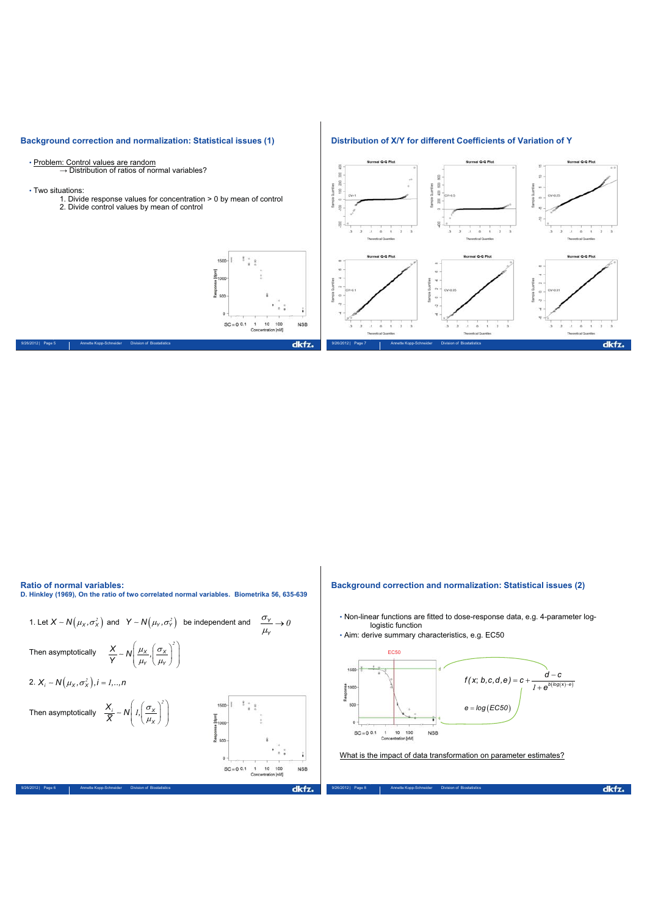## Background correction and normalization: Statistical issues (1)

- Problem: Control values are random
  → Distribution of ratios of normal variables?
- Two situations:
  1. Divide response values for concentration > 0 by mean of control
  2. Divide control values by mean of control

## Distribution of X/Y for different Coefficients of Variation of Y

## Ratio of normal variables:

**D. Hinkley (1969), On the ratio of two correlated normal variables. Biometrika 56, 635-639**

1. Let $X \sim N\left(\mu_X, \sigma_X^2\right)$ and $Y \sim N\left(\mu_Y, \sigma_Y^2\right)$ be independent and $\dfrac{\sigma_Y}{\mu_Y} \rightarrow 0$

Then asymptotically $\dfrac{X}{Y} \sim N\left(\dfrac{\mu_X}{\mu_Y}, \left(\dfrac{\sigma_X}{\mu_Y}\right)^2\right)$

2. $X_i \sim N\left(\mu_X, \sigma_X^2\right), i = 1,..,n$

Then asymptotically $\dfrac{X_i}{\bar{X}} \sim N\left(1, \left(\dfrac{\sigma_X}{\mu_X}\right)^2\right)$

## Background correction and normalization: Statistical issues (2)

- Non-linear functions are fitted to dose-response data, e.g. 4-parameter log-logistic function
- Aim: derive summary characteristics, e.g. EC50

$$f(x; b,c,d,e) = c + \frac{d-c}{1+e^{b(\log(x)-e)}}$$

$$e = \log(EC50)$$

What is the impact of data transformation on parameter estimates?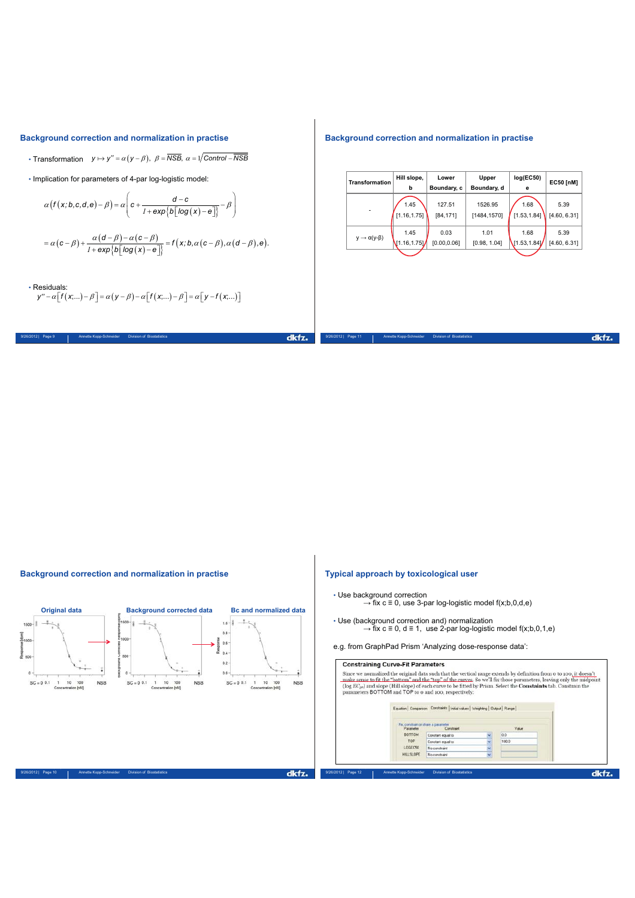## Background correction and normalization in practise

- Transformation $y \mapsto y'' = \alpha(y-\beta),\ \beta = \overline{NSB},\ \alpha = 1/\overline{Control - NSB}$
- Implication for parameters of 4-par log-logistic model:

$$\alpha\big(f(x;b,c,d,e)-\beta\big) = \alpha\left(c + \frac{d-c}{1+\exp\{b[\log(x)-e]\}} - \beta\right)$$

$$= \alpha(c-\beta) + \frac{\alpha(d-\beta)-\alpha(c-\beta)}{1+\exp\{b[\log(x)-e]\}} = f\big(x;b,\alpha(c-\beta),\alpha(d-\beta),e\big).$$

- Residuals:

$$y'' - \alpha[f(x;...)-\beta] = \alpha(y-\beta) - \alpha[f(x;...)-\beta] = \alpha[y - f(x;...)]$$

## Background correction and normalization in practise

| Transformation | Hill slope, b | Lower Boundary, c | Upper Boundary, d | log(EC50) e | EC50 [nM] |
|---|---|---|---|---|---|
| - | 1.45 [1.16,1.75] | 127.51 [84,171] | 1526.95 [1484,1570] | 1.68 [1.53,1.84] | 5.39 [4.60, 6.31] |
| $y \to \alpha(y-\beta)$ | 1.45 [1.16,1.75] | 0.03 [0.00,0.06] | 1.01 [0.98, 1.04] | 1.68 [1.53,1.84] | 5.39 [4.60, 6.31] |

## Background correction and normalization in practise

Original data → Background corrected data → Bc and normalized data

## Typical approach by toxicological user

- Use background correction
  → fix c ≡ 0, use 3-par log-logistic model f(x;b,0,d,e)
- Use (background correction and) normalization
  → fix c ≡ 0, d ≡ 1, use 2-par log-logistic model f(x;b,0,1,e)

e.g. from GraphPad Prism 'Analyzing dose-response data':

**Constraining Curve-Fit Parameters**

Since we normalized the original data such that the vertical range extends by definition from 0 to 100, it doesn't make sense to fit the "bottom" and the "top" of the curves. So we'll fix those parameters, leaving only the midpoint (log $EC_{50}$) and slope (Hill slope) of each curve to be fitted by Prism. Select the **Constaints** tab. Constrain the parameters BOTTOM and TOP to 0 and 100, respectively.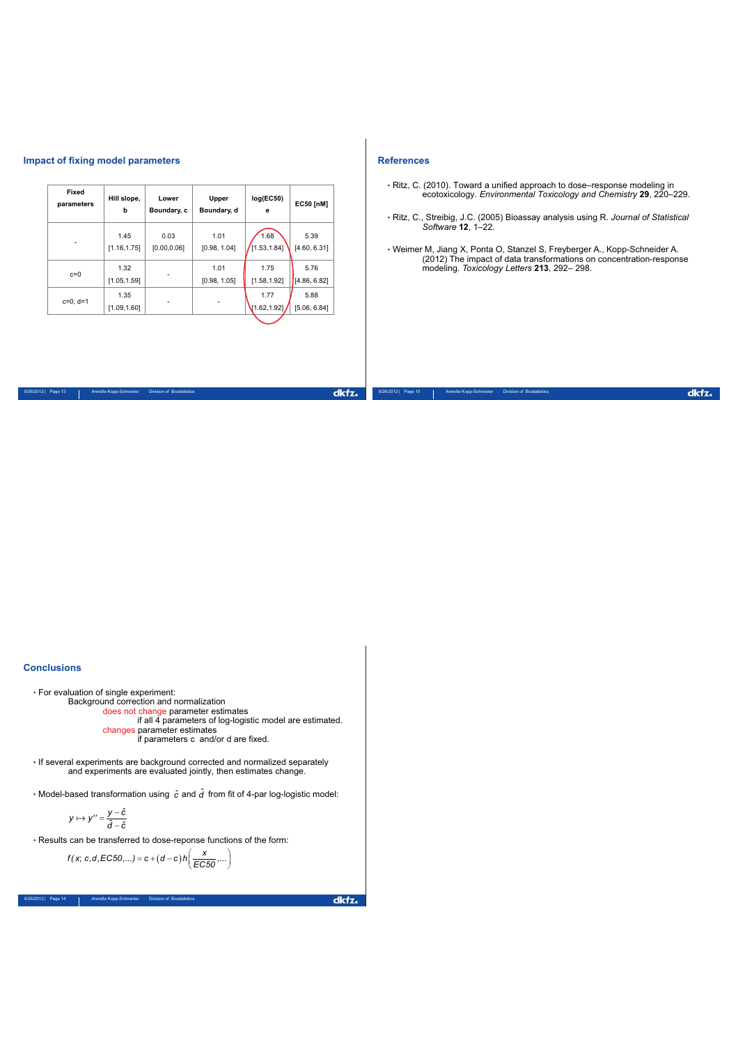## Impact of fixing model parameters

| Fixed parameters | Hill slope, b | Lower Boundary, c | Upper Boundary, d | log(EC50) e | EC50 [nM] |
|---|---|---|---|---|---|
| - | 1.45 [1.16,1.75] | 0.03 [0.00,0.06] | 1.01 [0.98, 1.04] | 1.68 [1.53,1.84] | 5.39 [4.60, 6.31] |
| c=0 | 1.32 [1.05,1.59] | - | 1.01 [0.98, 1.05] | 1.75 [1.58,1.92] | 5.76 [4.86, 6.82] |
| c=0, d=1 | 1.35 [1.09,1.60] | - | - | 1.77 [1.62,1.92] | 5.88 [5.06, 6.84] |

## References

- Ritz, C. (2010). Toward a unified approach to dose–response modeling in ecotoxicology. *Environmental Toxicology and Chemistry* **29**, 220–229.
- Ritz, C., Streibig, J.C. (2005) Bioassay analysis using R. *Journal of Statistical Software* **12**, 1–22.
- Weimer M, Jiang X, Ponta O, Stanzel S, Freyberger A., Kopp-Schneider A. (2012) The impact of data transformations on concentration-response modeling. *Toxicology Letters* **213**, 292– 298.

## Conclusions

- For evaluation of single experiment:
  Background correction and normalization
  does not change parameter estimates
  if all 4 parameters of log-logistic model are estimated.
  changes parameter estimates
  if parameters c and/or d are fixed.
- If several experiments are background corrected and normalized separately and experiments are evaluated jointly, then estimates change.
- Model-based transformation using $\hat{c}$ and $\hat{d}$ from fit of 4-par log-logistic model:

$$y \mapsto y'' = \frac{y - \hat{c}}{\hat{d} - \hat{c}}$$

- Results can be transferred to dose-reponse functions of the form:

$$f(x; c, d, EC50, \ldots) = c + (d - c)\, h\left(\frac{x}{EC50}, \ldots\right)$$